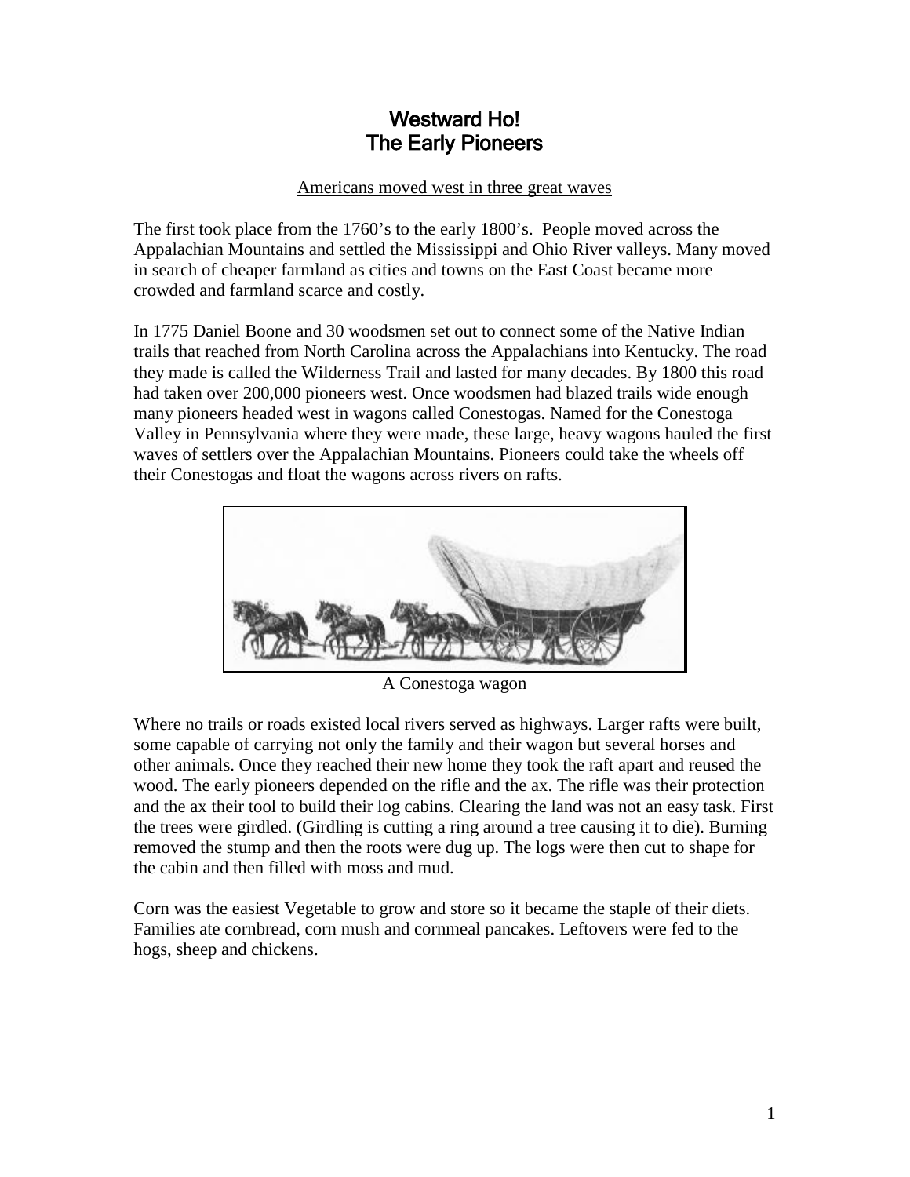# Westward Ho!
# The Early Pioneers

<u>Americans moved west in three great waves</u>

The first took place from the 1760's to the early 1800's. People moved across the Appalachian Mountains and settled the Mississippi and Ohio River valleys. Many moved in search of cheaper farmland as cities and towns on the East Coast became more crowded and farmland scarce and costly.

In 1775 Daniel Boone and 30 woodsmen set out to connect some of the Native Indian trails that reached from North Carolina across the Appalachians into Kentucky. The road they made is called the Wilderness Trail and lasted for many decades. By 1800 this road had taken over 200,000 pioneers west. Once woodsmen had blazed trails wide enough many pioneers headed west in wagons called Conestogas. Named for the Conestoga Valley in Pennsylvania where they were made, these large, heavy wagons hauled the first waves of settlers over the Appalachian Mountains. Pioneers could take the wheels off their Conestogas and float the wagons across rivers on rafts.

A Conestoga wagon

Where no trails or roads existed local rivers served as highways. Larger rafts were built, some capable of carrying not only the family and their wagon but several horses and other animals. Once they reached their new home they took the raft apart and reused the wood. The early pioneers depended on the rifle and the ax. The rifle was their protection and the ax their tool to build their log cabins. Clearing the land was not an easy task. First the trees were girdled. (Girdling is cutting a ring around a tree causing it to die). Burning removed the stump and then the roots were dug up. The logs were then cut to shape for the cabin and then filled with moss and mud.

Corn was the easiest Vegetable to grow and store so it became the staple of their diets. Families ate cornbread, corn mush and cornmeal pancakes. Leftovers were fed to the hogs, sheep and chickens.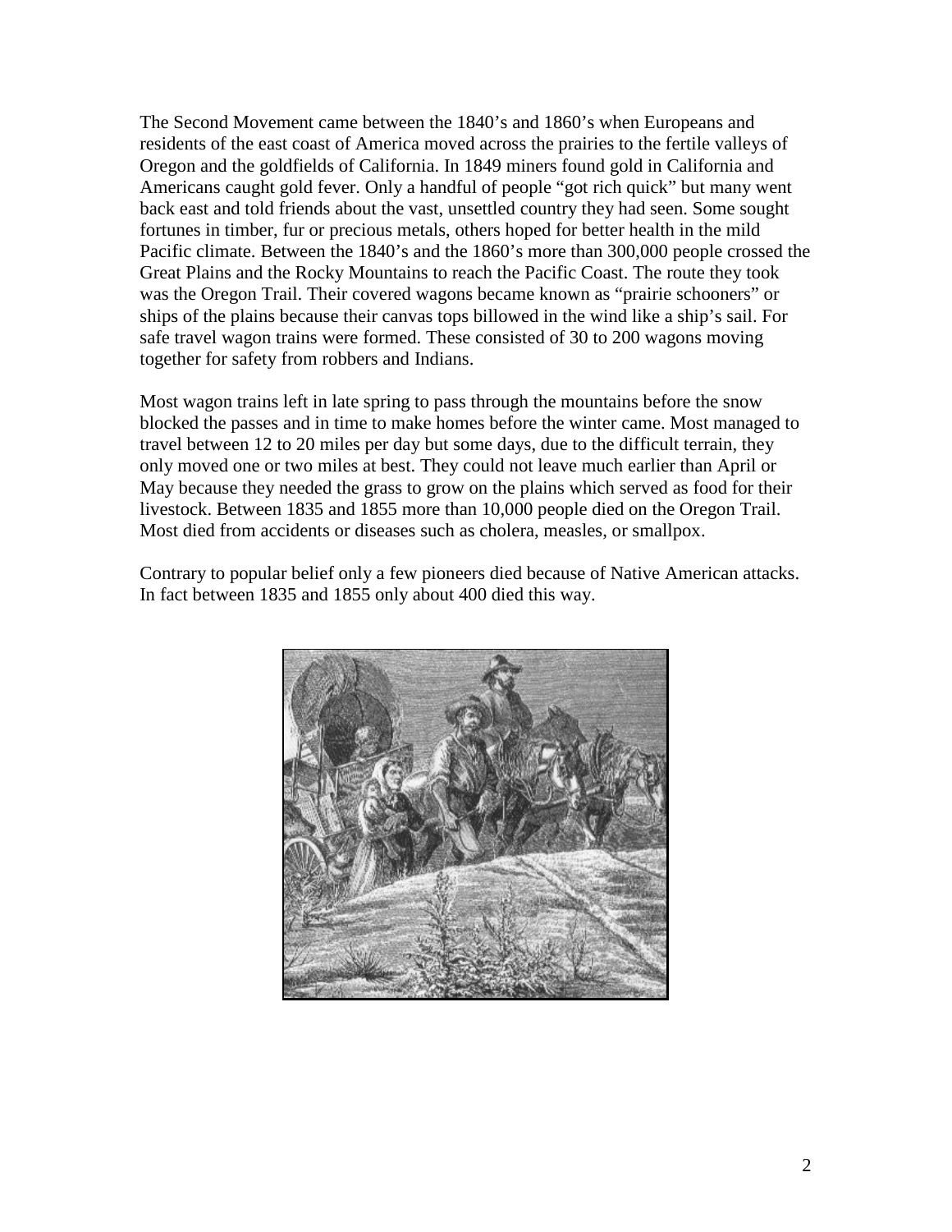The Second Movement came between the 1840's and 1860's when Europeans and residents of the east coast of America moved across the prairies to the fertile valleys of Oregon and the goldfields of California. In 1849 miners found gold in California and Americans caught gold fever. Only a handful of people "got rich quick" but many went back east and told friends about the vast, unsettled country they had seen. Some sought fortunes in timber, fur or precious metals, others hoped for better health in the mild Pacific climate. Between the 1840's and the 1860's more than 300,000 people crossed the Great Plains and the Rocky Mountains to reach the Pacific Coast. The route they took was the Oregon Trail. Their covered wagons became known as "prairie schooners" or ships of the plains because their canvas tops billowed in the wind like a ship's sail. For safe travel wagon trains were formed. These consisted of 30 to 200 wagons moving together for safety from robbers and Indians.

Most wagon trains left in late spring to pass through the mountains before the snow blocked the passes and in time to make homes before the winter came. Most managed to travel between 12 to 20 miles per day but some days, due to the difficult terrain, they only moved one or two miles at best. They could not leave much earlier than April or May because they needed the grass to grow on the plains which served as food for their livestock. Between 1835 and 1855 more than 10,000 people died on the Oregon Trail. Most died from accidents or diseases such as cholera, measles, or smallpox.

Contrary to popular belief only a few pioneers died because of Native American attacks. In fact between 1835 and 1855 only about 400 died this way.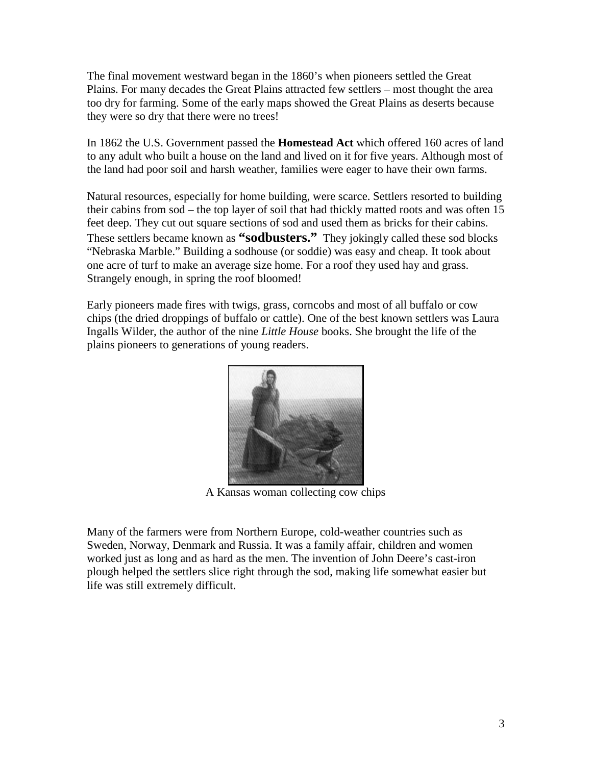The final movement westward began in the 1860's when pioneers settled the Great Plains. For many decades the Great Plains attracted few settlers – most thought the area too dry for farming. Some of the early maps showed the Great Plains as deserts because they were so dry that there were no trees!

In 1862 the U.S. Government passed the **Homestead Act** which offered 160 acres of land to any adult who built a house on the land and lived on it for five years. Although most of the land had poor soil and harsh weather, families were eager to have their own farms.

Natural resources, especially for home building, were scarce. Settlers resorted to building their cabins from sod – the top layer of soil that had thickly matted roots and was often 15 feet deep. They cut out square sections of sod and used them as bricks for their cabins. These settlers became known as **"sodbusters."** They jokingly called these sod blocks "Nebraska Marble." Building a sodhouse (or soddie) was easy and cheap. It took about one acre of turf to make an average size home. For a roof they used hay and grass. Strangely enough, in spring the roof bloomed!

Early pioneers made fires with twigs, grass, corncobs and most of all buffalo or cow chips (the dried droppings of buffalo or cattle). One of the best known settlers was Laura Ingalls Wilder, the author of the nine *Little House* books. She brought the life of the plains pioneers to generations of young readers.

A Kansas woman collecting cow chips

Many of the farmers were from Northern Europe, cold-weather countries such as Sweden, Norway, Denmark and Russia. It was a family affair, children and women worked just as long and as hard as the men. The invention of John Deere's cast-iron plough helped the settlers slice right through the sod, making life somewhat easier but life was still extremely difficult.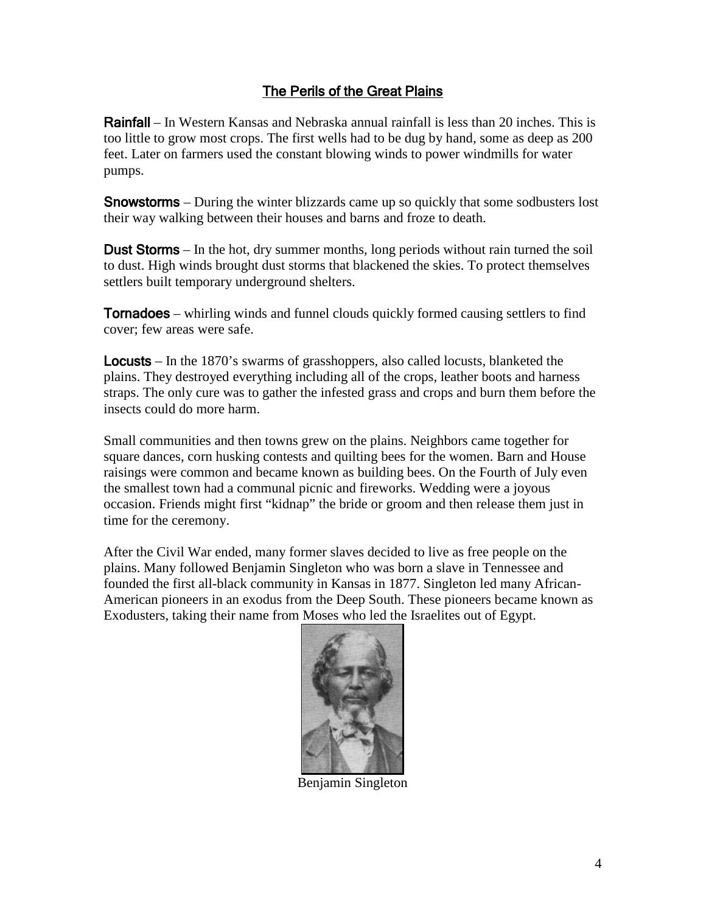## The Perils of the Great Plains

**Rainfall** – In Western Kansas and Nebraska annual rainfall is less than 20 inches. This is too little to grow most crops. The first wells had to be dug by hand, some as deep as 200 feet. Later on farmers used the constant blowing winds to power windmills for water pumps.

**Snowstorms** – During the winter blizzards came up so quickly that some sodbusters lost their way walking between their houses and barns and froze to death.

**Dust Storms** – In the hot, dry summer months, long periods without rain turned the soil to dust. High winds brought dust storms that blackened the skies. To protect themselves settlers built temporary underground shelters.

**Tornadoes** – whirling winds and funnel clouds quickly formed causing settlers to find cover; few areas were safe.

**Locusts** – In the 1870's swarms of grasshoppers, also called locusts, blanketed the plains. They destroyed everything including all of the crops, leather boots and harness straps. The only cure was to gather the infested grass and crops and burn them before the insects could do more harm.

Small communities and then towns grew on the plains. Neighbors came together for square dances, corn husking contests and quilting bees for the women. Barn and House raisings were common and became known as building bees. On the Fourth of July even the smallest town had a communal picnic and fireworks. Wedding were a joyous occasion. Friends might first "kidnap" the bride or groom and then release them just in time for the ceremony.

After the Civil War ended, many former slaves decided to live as free people on the plains. Many followed Benjamin Singleton who was born a slave in Tennessee and founded the first all-black community in Kansas in 1877. Singleton led many African-American pioneers in an exodus from the Deep South. These pioneers became known as Exodusters, taking their name from Moses who led the Israelites out of Egypt.

Benjamin Singleton